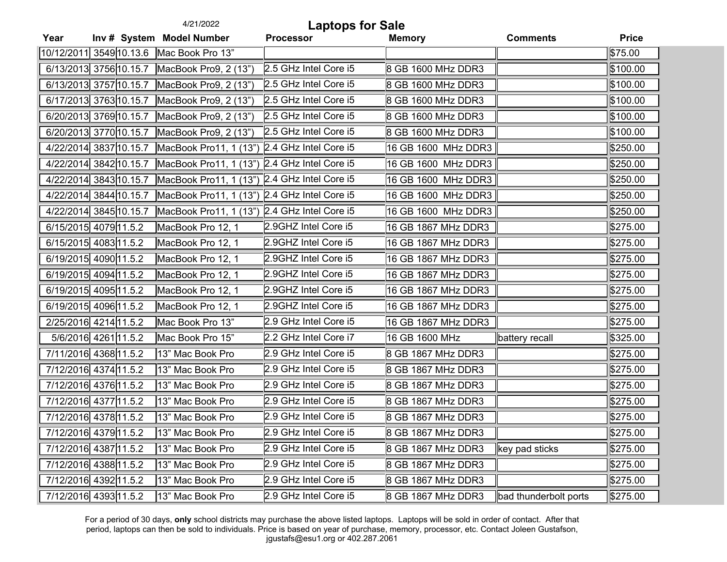4/21/2022

# Laptops for Sale

| Year | Inv # | System | Model Number | Processor | Memory | Comments | Price |
|---|---|---|---|---|---|---|---|
| 10/12/2011 | 3549 | 10.13.6 | Mac Book Pro 13” | | | | $75.00 |
| 6/13/2013 | 3756 | 10.15.7 | MacBook Pro9, 2 (13”) | 2.5 GHz Intel Core i5 | 8 GB 1600 MHz DDR3 | | $100.00 |
| 6/13/2013 | 3757 | 10.15.7 | MacBook Pro9, 2 (13”) | 2.5 GHz Intel Core i5 | 8 GB 1600 MHz DDR3 | | $100.00 |
| 6/17/2013 | 3763 | 10.15.7 | MacBook Pro9, 2 (13”) | 2.5 GHz Intel Core i5 | 8 GB 1600 MHz DDR3 | | $100.00 |
| 6/20/2013 | 3769 | 10.15.7 | MacBook Pro9, 2 (13”) | 2.5 GHz Intel Core i5 | 8 GB 1600 MHz DDR3 | | $100.00 |
| 6/20/2013 | 3770 | 10.15.7 | MacBook Pro9, 2 (13”) | 2.5 GHz Intel Core i5 | 8 GB 1600 MHz DDR3 | | $100.00 |
| 4/22/2014 | 3837 | 10.15.7 | MacBook Pro11, 1 (13”) | 2.4 GHz Intel Core i5 | 16 GB 1600 MHz DDR3 | | $250.00 |
| 4/22/2014 | 3842 | 10.15.7 | MacBook Pro11, 1 (13”) | 2.4 GHz Intel Core i5 | 16 GB 1600 MHz DDR3 | | $250.00 |
| 4/22/2014 | 3843 | 10.15.7 | MacBook Pro11, 1 (13”) | 2.4 GHz Intel Core i5 | 16 GB 1600 MHz DDR3 | | $250.00 |
| 4/22/2014 | 3844 | 10.15.7 | MacBook Pro11, 1 (13”) | 2.4 GHz Intel Core i5 | 16 GB 1600 MHz DDR3 | | $250.00 |
| 4/22/2014 | 3845 | 10.15.7 | MacBook Pro11, 1 (13”) | 2.4 GHz Intel Core i5 | 16 GB 1600 MHz DDR3 | | $250.00 |
| 6/15/2015 | 4079 | 11.5.2 | MacBook Pro 12, 1 | 2.9GHZ Intel Core i5 | 16 GB 1867 MHz DDR3 | | $275.00 |
| 6/15/2015 | 4083 | 11.5.2 | MacBook Pro 12, 1 | 2.9GHZ Intel Core i5 | 16 GB 1867 MHz DDR3 | | $275.00 |
| 6/19/2015 | 4090 | 11.5.2 | MacBook Pro 12, 1 | 2.9GHZ Intel Core i5 | 16 GB 1867 MHz DDR3 | | $275.00 |
| 6/19/2015 | 4094 | 11.5.2 | MacBook Pro 12, 1 | 2.9GHZ Intel Core i5 | 16 GB 1867 MHz DDR3 | | $275.00 |
| 6/19/2015 | 4095 | 11.5.2 | MacBook Pro 12, 1 | 2.9GHZ Intel Core i5 | 16 GB 1867 MHz DDR3 | | $275.00 |
| 6/19/2015 | 4096 | 11.5.2 | MacBook Pro 12, 1 | 2.9GHZ Intel Core i5 | 16 GB 1867 MHz DDR3 | | $275.00 |
| 2/25/2016 | 4214 | 11.5.2 | Mac Book Pro 13” | 2.9 GHz Intel Core i5 | 16 GB 1867 MHz DDR3 | | $275.00 |
| 5/6/2016 | 4261 | 11.5.2 | Mac Book Pro 15” | 2.2 GHz Intel Core i7 | 16 GB 1600 MHz | battery recall | $325.00 |
| 7/11/2016 | 4368 | 11.5.2 | 13” Mac Book Pro | 2.9 GHz Intel Core i5 | 8 GB 1867 MHz DDR3 | | $275.00 |
| 7/12/2016 | 4374 | 11.5.2 | 13” Mac Book Pro | 2.9 GHz Intel Core i5 | 8 GB 1867 MHz DDR3 | | $275.00 |
| 7/12/2016 | 4376 | 11.5.2 | 13” Mac Book Pro | 2.9 GHz Intel Core i5 | 8 GB 1867 MHz DDR3 | | $275.00 |
| 7/12/2016 | 4377 | 11.5.2 | 13” Mac Book Pro | 2.9 GHz Intel Core i5 | 8 GB 1867 MHz DDR3 | | $275.00 |
| 7/12/2016 | 4378 | 11.5.2 | 13” Mac Book Pro | 2.9 GHz Intel Core i5 | 8 GB 1867 MHz DDR3 | | $275.00 |
| 7/12/2016 | 4379 | 11.5.2 | 13” Mac Book Pro | 2.9 GHz Intel Core i5 | 8 GB 1867 MHz DDR3 | | $275.00 |
| 7/12/2016 | 4387 | 11.5.2 | 13” Mac Book Pro | 2.9 GHz Intel Core i5 | 8 GB 1867 MHz DDR3 | key pad sticks | $275.00 |
| 7/12/2016 | 4388 | 11.5.2 | 13” Mac Book Pro | 2.9 GHz Intel Core i5 | 8 GB 1867 MHz DDR3 | | $275.00 |
| 7/12/2016 | 4392 | 11.5.2 | 13” Mac Book Pro | 2.9 GHz Intel Core i5 | 8 GB 1867 MHz DDR3 | | $275.00 |
| 7/12/2016 | 4393 | 11.5.2 | 13” Mac Book Pro | 2.9 GHz Intel Core i5 | 8 GB 1867 MHz DDR3 | bad thunderbolt ports | $275.00 |

For a period of 30 days, **only** school districts may purchase the above listed laptops. Laptops will be sold in order of contact. After that period, laptops can then be sold to individuals. Price is based on year of purchase, memory, processor, etc. Contact Joleen Gustafson, jgustafs@esu1.org or 402.287.2061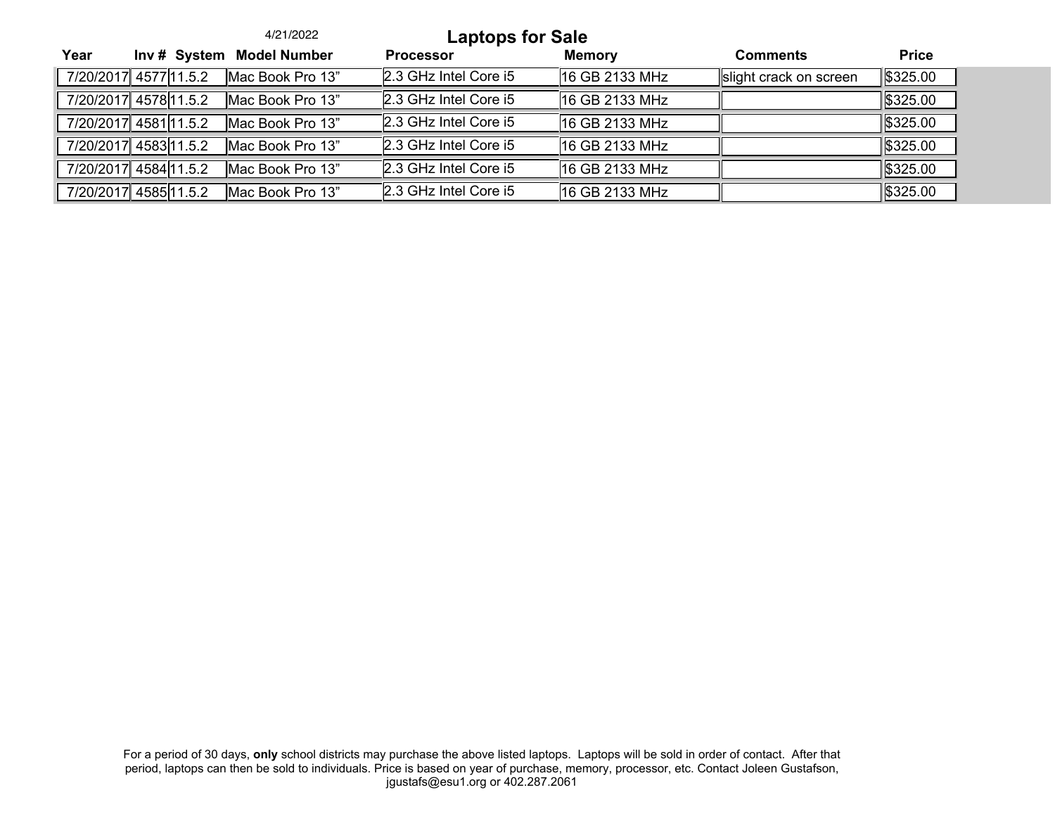4/21/2022

# Laptops for Sale

| Year | Inv # | System | Model Number | Processor | Memory | Comments | Price |
|---|---|---|---|---|---|---|---|
| 7/20/2017 | 4577 | 11.5.2 | Mac Book Pro 13” | 2.3 GHz Intel Core i5 | 16 GB 2133 MHz | slight crack on screen | $325.00 |
| 7/20/2017 | 4578 | 11.5.2 | Mac Book Pro 13” | 2.3 GHz Intel Core i5 | 16 GB 2133 MHz | | $325.00 |
| 7/20/2017 | 4581 | 11.5.2 | Mac Book Pro 13” | 2.3 GHz Intel Core i5 | 16 GB 2133 MHz | | $325.00 |
| 7/20/2017 | 4583 | 11.5.2 | Mac Book Pro 13” | 2.3 GHz Intel Core i5 | 16 GB 2133 MHz | | $325.00 |
| 7/20/2017 | 4584 | 11.5.2 | Mac Book Pro 13” | 2.3 GHz Intel Core i5 | 16 GB 2133 MHz | | $325.00 |
| 7/20/2017 | 4585 | 11.5.2 | Mac Book Pro 13” | 2.3 GHz Intel Core i5 | 16 GB 2133 MHz | | $325.00 |

For a period of 30 days, **only** school districts may purchase the above listed laptops. Laptops will be sold in order of contact. After that period, laptops can then be sold to individuals. Price is based on year of purchase, memory, processor, etc. Contact Joleen Gustafson, jgustafs@esu1.org or 402.287.2061